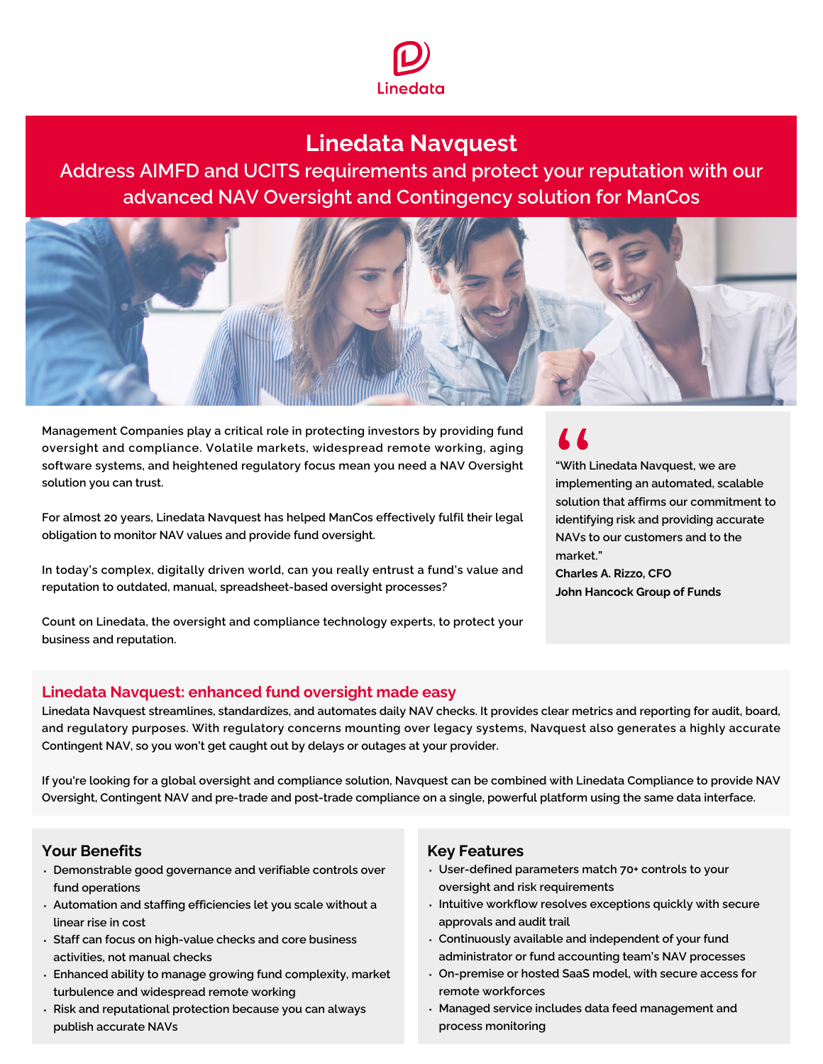Linedata

# Linedata Navquest

## Address AIMFD and UCITS requirements and protect your reputation with our advanced NAV Oversight and Contingency solution for ManCos

Management Companies play a critical role in protecting investors by providing fund oversight and compliance. Volatile markets, widespread remote working, aging software systems, and heightened regulatory focus mean you need a NAV Oversight solution you can trust.

For almost 20 years, Linedata Navquest has helped ManCos effectively fulfil their legal obligation to monitor NAV values and provide fund oversight.

In today's complex, digitally driven world, can you really entrust a fund's value and reputation to outdated, manual, spreadsheet-based oversight processes?

Count on Linedata, the oversight and compliance technology experts, to protect your business and reputation.

> "With Linedata Navquest, we are implementing an automated, scalable solution that affirms our commitment to identifying risk and providing accurate NAVs to our customers and to the market."
>
> **Charles A. Rizzo, CFO**
> **John Hancock Group of Funds**

## Linedata Navquest: enhanced fund oversight made easy

Linedata Navquest streamlines, standardizes, and automates daily NAV checks. It provides clear metrics and reporting for audit, board, and regulatory purposes. With regulatory concerns mounting over legacy systems, Navquest also generates a highly accurate Contingent NAV, so you won't get caught out by delays or outages at your provider.

If you're looking for a global oversight and compliance solution, Navquest can be combined with Linedata Compliance to provide NAV Oversight, Contingent NAV and pre-trade and post-trade compliance on a single, powerful platform using the same data interface.

### Your Benefits

- Demonstrable good governance and verifiable controls over fund operations
- Automation and staffing efficiencies let you scale without a linear rise in cost
- Staff can focus on high-value checks and core business activities, not manual checks
- Enhanced ability to manage growing fund complexity, market turbulence and widespread remote working
- Risk and reputational protection because you can always publish accurate NAVs

### Key Features

- User-defined parameters match 70+ controls to your oversight and risk requirements
- Intuitive workflow resolves exceptions quickly with secure approvals and audit trail
- Continuously available and independent of your fund administrator or fund accounting team's NAV processes
- On-premise or hosted SaaS model, with secure access for remote workforces
- Managed service includes data feed management and process monitoring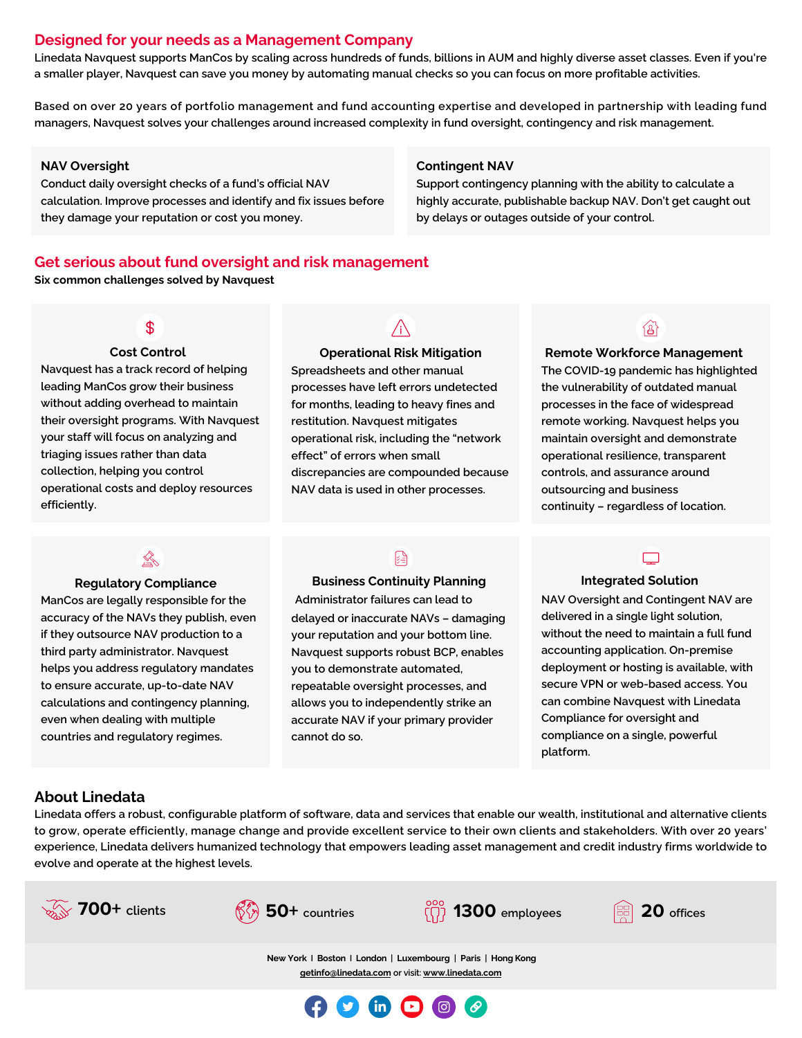## Designed for your needs as a Management Company

Linedata Navquest supports ManCos by scaling across hundreds of funds, billions in AUM and highly diverse asset classes. Even if you're a smaller player, Navquest can save you money by automating manual checks so you can focus on more profitable activities.

Based on over 20 years of portfolio management and fund accounting expertise and developed in partnership with leading fund managers, Navquest solves your challenges around increased complexity in fund oversight, contingency and risk management.

### NAV Oversight

Conduct daily oversight checks of a fund's official NAV calculation. Improve processes and identify and fix issues before they damage your reputation or cost you money.

### Contingent NAV

Support contingency planning with the ability to calculate a highly accurate, publishable backup NAV. Don't get caught out by delays or outages outside of your control.

## Get serious about fund oversight and risk management

**Six common challenges solved by Navquest**

### Cost Control

Navquest has a track record of helping leading ManCos grow their business without adding overhead to maintain their oversight programs. With Navquest your staff will focus on analyzing and triaging issues rather than data collection, helping you control operational costs and deploy resources efficiently.

### Operational Risk Mitigation

Spreadsheets and other manual processes have left errors undetected for months, leading to heavy fines and restitution. Navquest mitigates operational risk, including the "network effect" of errors when small discrepancies are compounded because NAV data is used in other processes.

### Remote Workforce Management

The COVID-19 pandemic has highlighted the vulnerability of outdated manual processes in the face of widespread remote working. Navquest helps you maintain oversight and demonstrate operational resilience, transparent controls, and assurance around outsourcing and business continuity – regardless of location.

### Regulatory Compliance

ManCos are legally responsible for the accuracy of the NAVs they publish, even if they outsource NAV production to a third party administrator. Navquest helps you address regulatory mandates to ensure accurate, up-to-date NAV calculations and contingency planning, even when dealing with multiple countries and regulatory regimes.

### Business Continuity Planning

Administrator failures can lead to delayed or inaccurate NAVs – damaging your reputation and your bottom line. Navquest supports robust BCP, enables you to demonstrate automated, repeatable oversight processes, and allows you to independently strike an accurate NAV if your primary provider cannot do so.

### Integrated Solution

NAV Oversight and Contingent NAV are delivered in a single light solution, without the need to maintain a full fund accounting application. On-premise deployment or hosting is available, with secure VPN or web-based access. You can combine Navquest with Linedata Compliance for oversight and compliance on a single, powerful platform.

## About Linedata

Linedata offers a robust, configurable platform of software, data and services that enable our wealth, institutional and alternative clients to grow, operate efficiently, manage change and provide excellent service to their own clients and stakeholders. With over 20 years' experience, Linedata delivers humanized technology that empowers leading asset management and credit industry firms worldwide to evolve and operate at the highest levels.

**700+** clients | **50+** countries | **1300** employees | **20** offices

New York | Boston | London | Luxembourg | Paris | Hong Kong

getinfo@linedata.com or visit: www.linedata.com